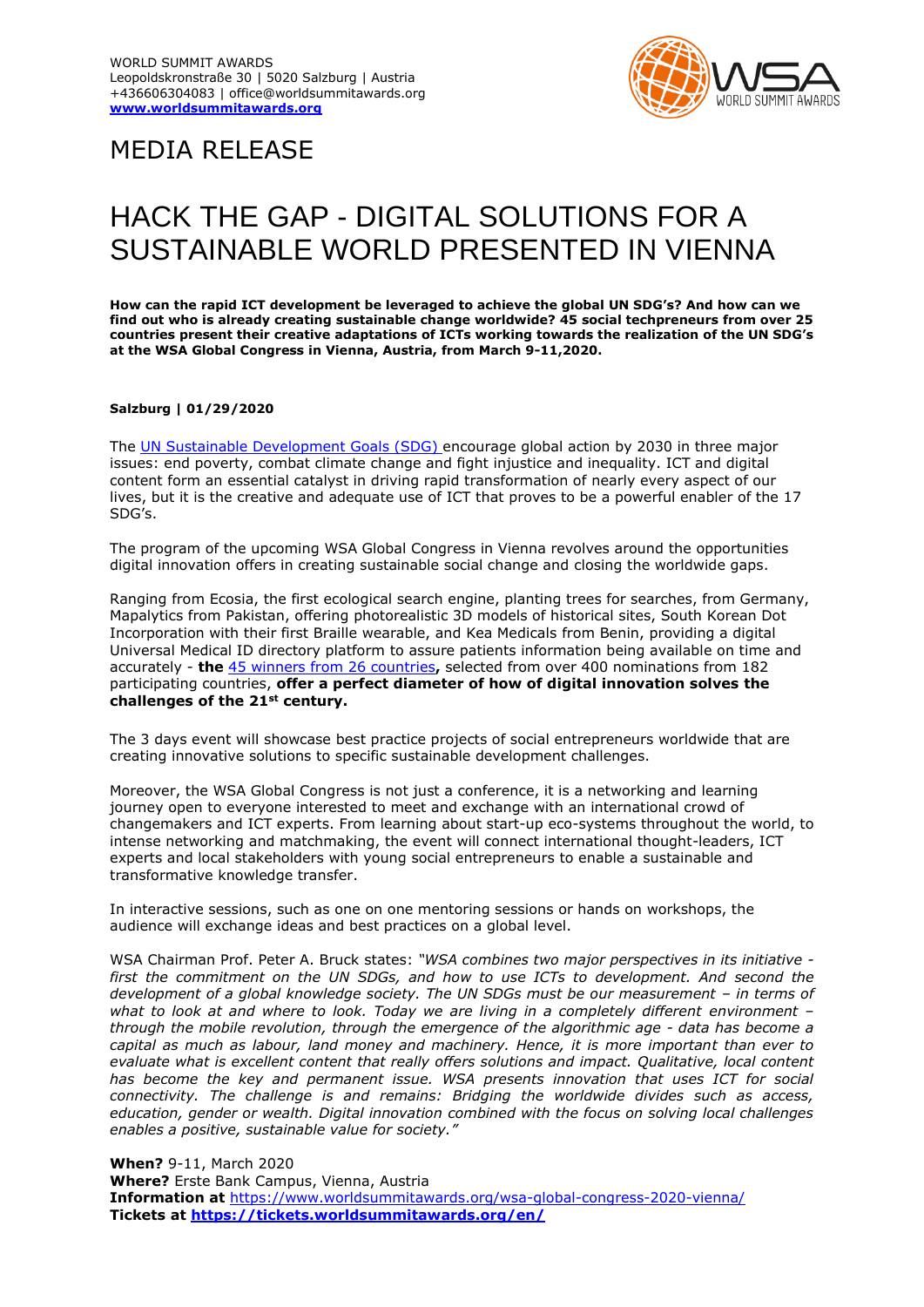WORLD SUMMIT AWARDS
Leopoldskronstraße 30 | 5020 Salzburg | Austria
+436606304083 | office@worldsummitawards.org
**www.worldsummitawards.org**

MEDIA RELEASE

# HACK THE GAP - DIGITAL SOLUTIONS FOR A SUSTAINABLE WORLD PRESENTED IN VIENNA

**How can the rapid ICT development be leveraged to achieve the global UN SDG's? And how can we find out who is already creating sustainable change worldwide? 45 social techpreneurs from over 25 countries present their creative adaptations of ICTs working towards the realization of the UN SDG's at the WSA Global Congress in Vienna, Austria, from March 9-11,2020.**

**Salzburg | 01/29/2020**

The UN Sustainable Development Goals (SDG) encourage global action by 2030 in three major issues: end poverty, combat climate change and fight injustice and inequality. ICT and digital content form an essential catalyst in driving rapid transformation of nearly every aspect of our lives, but it is the creative and adequate use of ICT that proves to be a powerful enabler of the 17 SDG's.

The program of the upcoming WSA Global Congress in Vienna revolves around the opportunities digital innovation offers in creating sustainable social change and closing the worldwide gaps.

Ranging from Ecosia, the first ecological search engine, planting trees for searches, from Germany, Mapalytics from Pakistan, offering photorealistic 3D models of historical sites, South Korean Dot Incorporation with their first Braille wearable, and Kea Medicals from Benin, providing a digital Universal Medical ID directory platform to assure patients information being available on time and accurately - **the** 45 winners from 26 countries**,** selected from over 400 nominations from 182 participating countries, **offer a perfect diameter of how of digital innovation solves the challenges of the 21st century.**

The 3 days event will showcase best practice projects of social entrepreneurs worldwide that are creating innovative solutions to specific sustainable development challenges.

Moreover, the WSA Global Congress is not just a conference, it is a networking and learning journey open to everyone interested to meet and exchange with an international crowd of changemakers and ICT experts. From learning about start-up eco-systems throughout the world, to intense networking and matchmaking, the event will connect international thought-leaders, ICT experts and local stakeholders with young social entrepreneurs to enable a sustainable and transformative knowledge transfer.

In interactive sessions, such as one on one mentoring sessions or hands on workshops, the audience will exchange ideas and best practices on a global level.

WSA Chairman Prof. Peter A. Bruck states: *"WSA combines two major perspectives in its initiative - first the commitment on the UN SDGs, and how to use ICTs to development. And second the development of a global knowledge society. The UN SDGs must be our measurement – in terms of what to look at and where to look. Today we are living in a completely different environment – through the mobile revolution, through the emergence of the algorithmic age - data has become a capital as much as labour, land money and machinery. Hence, it is more important than ever to evaluate what is excellent content that really offers solutions and impact. Qualitative, local content has become the key and permanent issue. WSA presents innovation that uses ICT for social connectivity. The challenge is and remains: Bridging the worldwide divides such as access, education, gender or wealth. Digital innovation combined with the focus on solving local challenges enables a positive, sustainable value for society."*

**When?** 9-11, March 2020
**Where?** Erste Bank Campus, Vienna, Austria
**Information at** https://www.worldsummitawards.org/wsa-global-congress-2020-vienna/
**Tickets at https://tickets.worldsummitawards.org/en/**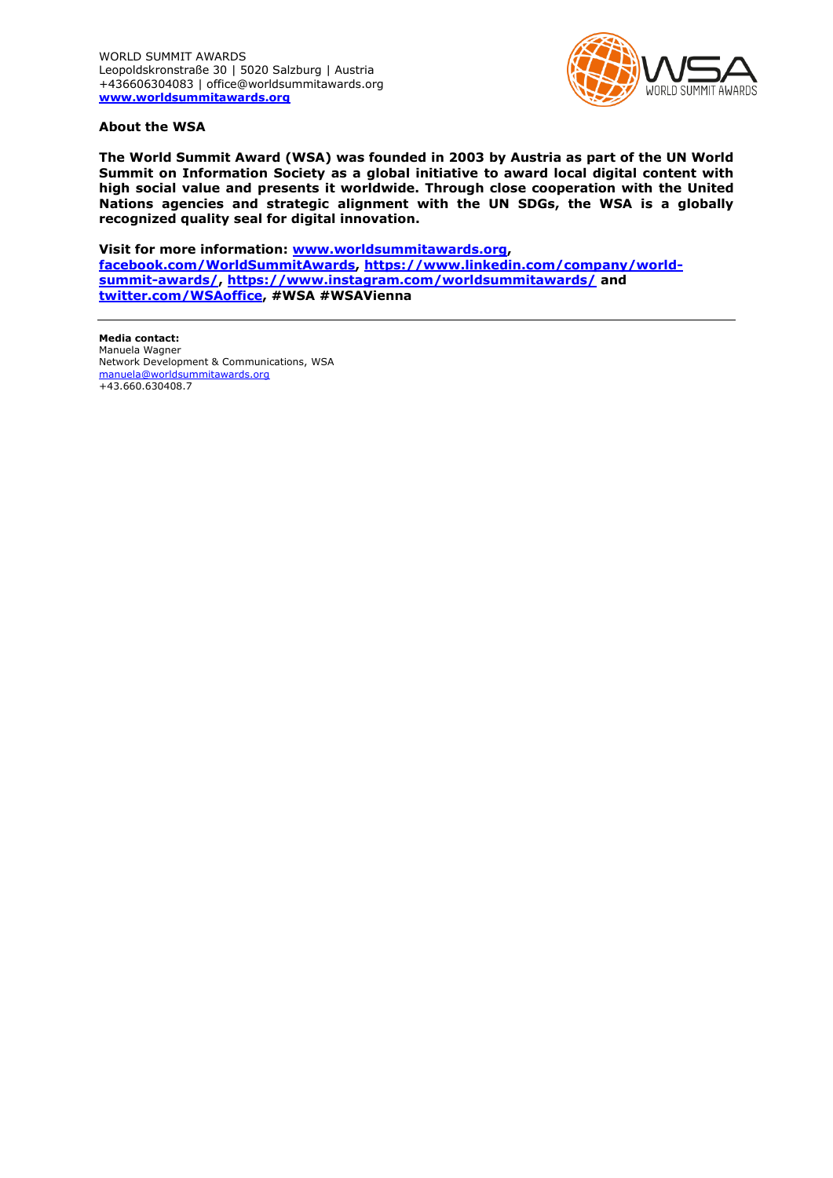WORLD SUMMIT AWARDS
Leopoldskronstraße 30 | 5020 Salzburg | Austria
+436606304083 | office@worldsummitawards.org
**www.worldsummitawards.org**

**About the WSA**

**The World Summit Award (WSA) was founded in 2003 by Austria as part of the UN World Summit on Information Society as a global initiative to award local digital content with high social value and presents it worldwide. Through close cooperation with the United Nations agencies and strategic alignment with the UN SDGs, the WSA is a globally recognized quality seal for digital innovation.**

**Visit for more information: www.worldsummitawards.org, facebook.com/WorldSummitAwards, https://www.linkedin.com/company/world-summit-awards/, https://www.instagram.com/worldsummitawards/ and twitter.com/WSAoffice, #WSA #WSAVienna**

---

**Media contact:**
Manuela Wagner
Network Development & Communications, WSA
manuela@worldsummitawards.org
+43.660.630408.7